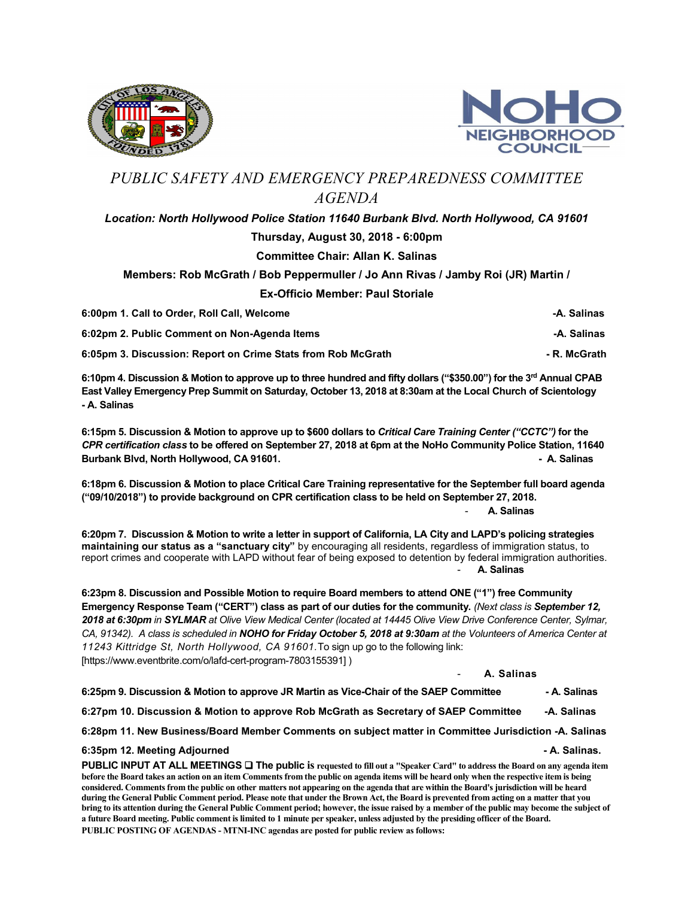# PUBLIC SAFETY AND EMERGENCY PREPAREDNESS COMMITTEE AGENDA

***Location: North Hollywood Police Station 11640 Burbank Blvd. North Hollywood, CA 91601***

**Thursday, August 30, 2018 - 6:00pm**

**Committee Chair: Allan K. Salinas**

**Members: Rob McGrath / Bob Peppermuller / Jo Ann Rivas / Jamby Roi (JR) Martin /**

**Ex-Officio Member: Paul Storiale**

**6:00pm 1. Call to Order, Roll Call, Welcome** **-A. Salinas**

**6:02pm 2. Public Comment on Non-Agenda Items** **-A. Salinas**

**6:05pm 3. Discussion: Report on Crime Stats from Rob McGrath** **- R. McGrath**

**6:10pm 4. Discussion & Motion to approve up to three hundred and fifty dollars ("$350.00") for the 3rd Annual CPAB East Valley Emergency Prep Summit on Saturday, October 13, 2018 at 8:30am at the Local Church of Scientology - A. Salinas**

**6:15pm 5. Discussion & Motion to approve up to $600 dollars to *Critical Care Training Center ("CCTC")* for the *CPR certification class* to be offered on September 27, 2018 at 6pm at the NoHo Community Police Station, 11640 Burbank Blvd, North Hollywood, CA 91601.** **- A. Salinas**

**6:18pm 6. Discussion & Motion to place Critical Care Training representative for the September full board agenda ("09/10/2018") to provide background on CPR certification class to be held on September 27, 2018.**
\- **A. Salinas**

**6:20pm 7. Discussion & Motion to write a letter in support of California, LA City and LAPD's policing strategies maintaining our status as a "sanctuary city"** by encouraging all residents, regardless of immigration status, to report crimes and cooperate with LAPD without fear of being exposed to detention by federal immigration authorities.
\- **A. Salinas**

**6:23pm 8. Discussion and Possible Motion to require Board members to attend ONE ("1") free Community Emergency Response Team ("CERT") class as part of our duties for the community.** *(Next class is **September 12, 2018 at 6:30pm** in **SYLMAR** at Olive View Medical Center (located at 14445 Olive View Drive Conference Center, Sylmar, CA, 91342). A class is scheduled in **NOHO for Friday October 5, 2018 at 9:30am** at the Volunteers of America Center at 11243 Kittridge St, North Hollywood, CA 91601.* To sign up go to the following link: [https://www.eventbrite.com/o/lafd-cert-program-7803155391] )
\- **A. Salinas**

**6:25pm 9. Discussion & Motion to approve JR Martin as Vice-Chair of the SAEP Committee** **- A. Salinas**

**6:27pm 10. Discussion & Motion to approve Rob McGrath as Secretary of SAEP Committee** **-A. Salinas**

**6:28pm 11. New Business/Board Member Comments on subject matter in Committee Jurisdiction -A. Salinas**

**6:35pm 12. Meeting Adjourned** **- A. Salinas.**

**PUBLIC INPUT AT ALL MEETINGS ❑ The public is requested to fill out a "Speaker Card" to address the Board on any agenda item before the Board takes an action on an item Comments from the public on agenda items will be heard only when the respective item is being considered. Comments from the public on other matters not appearing on the agenda that are within the Board's jurisdiction will be heard during the General Public Comment period. Please note that under the Brown Act, the Board is prevented from acting on a matter that you bring to its attention during the General Public Comment period; however, the issue raised by a member of the public may become the subject of a future Board meeting. Public comment is limited to 1 minute per speaker, unless adjusted by the presiding officer of the Board.**

**PUBLIC POSTING OF AGENDAS - MTNI-INC agendas are posted for public review as follows:**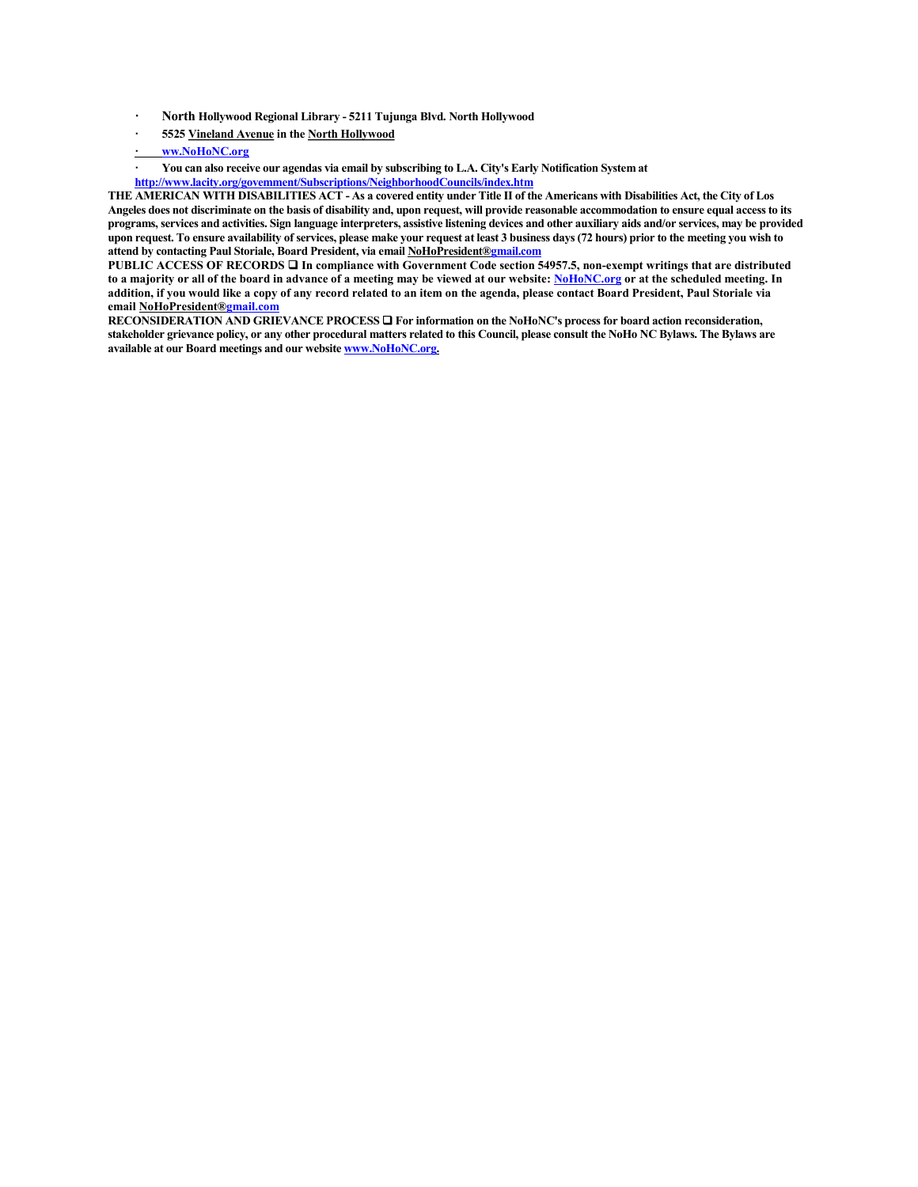- **North Hollywood Regional Library - 5211 Tujunga Blvd. North Hollywood**
- **5525 Vineland Avenue in the North Hollywood**
- **ww.NoHoNC.org**
- **You can also receive our agendas via email by subscribing to L.A. City's Early Notification System at http://www.lacity.org/govemment/Subscriptions/NeighborhoodCouncils/index.htm**

**THE AMERICAN WITH DISABILITIES ACT - As a covered entity under Title II of the Americans with Disabilities Act, the City of Los Angeles does not discriminate on the basis of disability and, upon request, will provide reasonable accommodation to ensure equal access to its programs, services and activities. Sign language interpreters, assistive listening devices and other auxiliary aids and/or services, may be provided upon request. To ensure availability of services, please make your request at least 3 business days (72 hours) prior to the meeting you wish to attend by contacting Paul Storiale, Board President, via email NoHoPresident®gmail.com**

**PUBLIC ACCESS OF RECORDS ❑ In compliance with Government Code section 54957.5, non-exempt writings that are distributed to a majority or all of the board in advance of a meeting may be viewed at our website: NoHoNC.org or at the scheduled meeting. In addition, if you would like a copy of any record related to an item on the agenda, please contact Board President, Paul Storiale via email NoHoPresident®gmail.com**

**RECONSIDERATION AND GRIEVANCE PROCESS ❑ For information on the NoHoNC's process for board action reconsideration, stakeholder grievance policy, or any other procedural matters related to this Council, please consult the NoHo NC Bylaws. The Bylaws are available at our Board meetings and our website www.NoHoNC.org.**